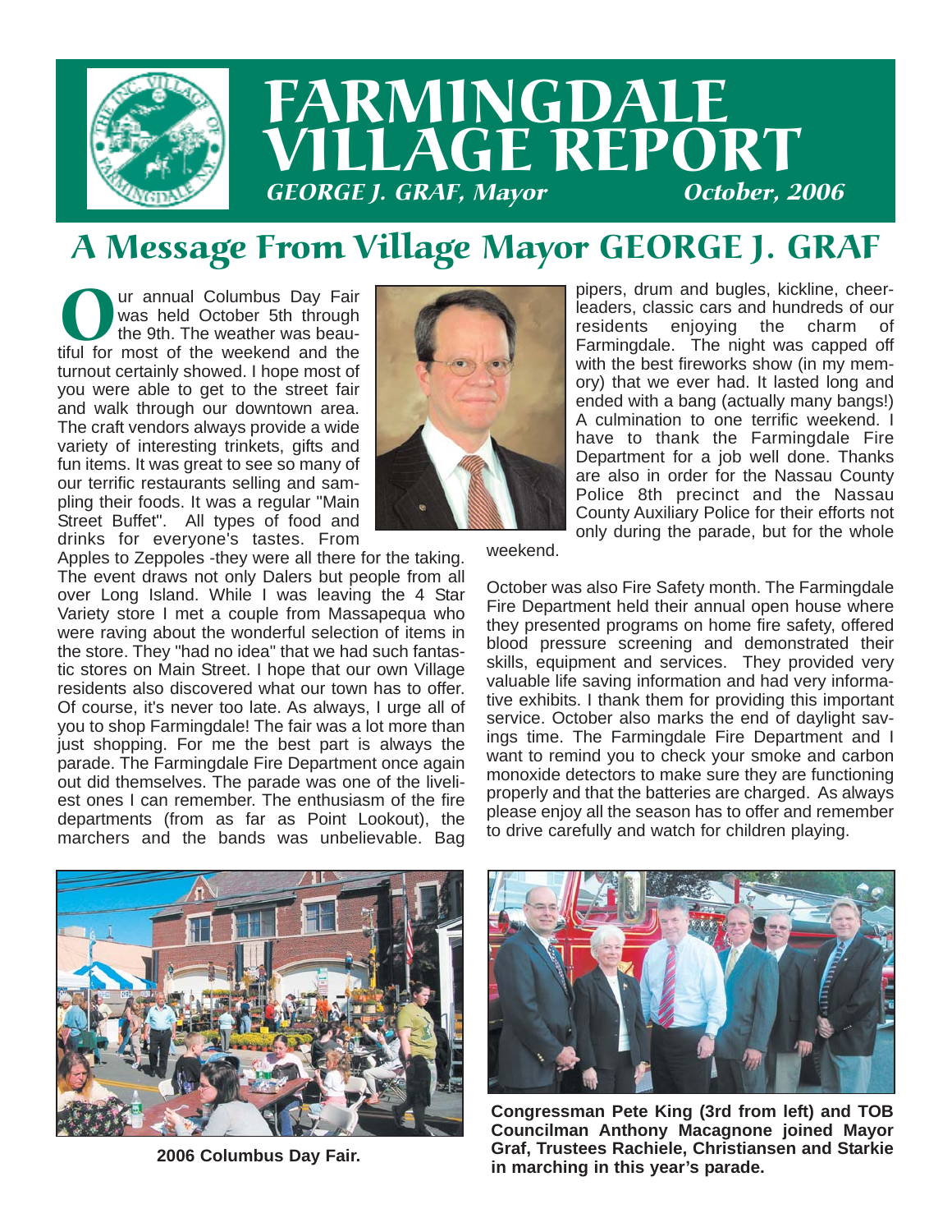# FARMINGDALE VILLAGE REPORT

*GEORGE J. GRAF, Mayor* *October, 2006*

## A Message From Village Mayor GEORGE J. GRAF

Our annual Columbus Day Fair was held October 5th through the 9th. The weather was beautiful for most of the weekend and the turnout certainly showed. I hope most of you were able to get to the street fair and walk through our downtown area. The craft vendors always provide a wide variety of interesting trinkets, gifts and fun items. It was great to see so many of our terrific restaurants selling and sampling their foods. It was a regular "Main Street Buffet". All types of food and drinks for everyone's tastes. From Apples to Zeppoles -they were all there for the taking. The event draws not only Dalers but people from all over Long Island. While I was leaving the 4 Star Variety store I met a couple from Massapequa who were raving about the wonderful selection of items in the store. They "had no idea" that we had such fantastic stores on Main Street. I hope that our own Village residents also discovered what our town has to offer. Of course, it's never too late. As always, I urge all of you to shop Farmingdale! The fair was a lot more than just shopping. For me the best part is always the parade. The Farmingdale Fire Department once again out did themselves. The parade was one of the liveliest ones I can remember. The enthusiasm of the fire departments (from as far as Point Lookout), the marchers and the bands was unbelievable. Bag pipers, drum and bugles, kickline, cheerleaders, classic cars and hundreds of our residents enjoying the charm of Farmingdale. The night was capped off with the best fireworks show (in my memory) that we ever had. It lasted long and ended with a bang (actually many bangs!) A culmination to one terrific weekend. I have to thank the Farmingdale Fire Department for a job well done. Thanks are also in order for the Nassau County Police 8th precinct and the Nassau County Auxiliary Police for their efforts not only during the parade, but for the whole weekend.

October was also Fire Safety month. The Farmingdale Fire Department held their annual open house where they presented programs on home fire safety, offered blood pressure screening and demonstrated their skills, equipment and services. They provided very valuable life saving information and had very informative exhibits. I thank them for providing this important service. October also marks the end of daylight savings time. The Farmingdale Fire Department and I want to remind you to check your smoke and carbon monoxide detectors to make sure they are functioning properly and that the batteries are charged. As always please enjoy all the season has to offer and remember to drive carefully and watch for children playing.

**2006 Columbus Day Fair.**

**Congressman Pete King (3rd from left) and TOB Councilman Anthony Macagnone joined Mayor Graf, Trustees Rachiele, Christiansen and Starkie in marching in this year's parade.**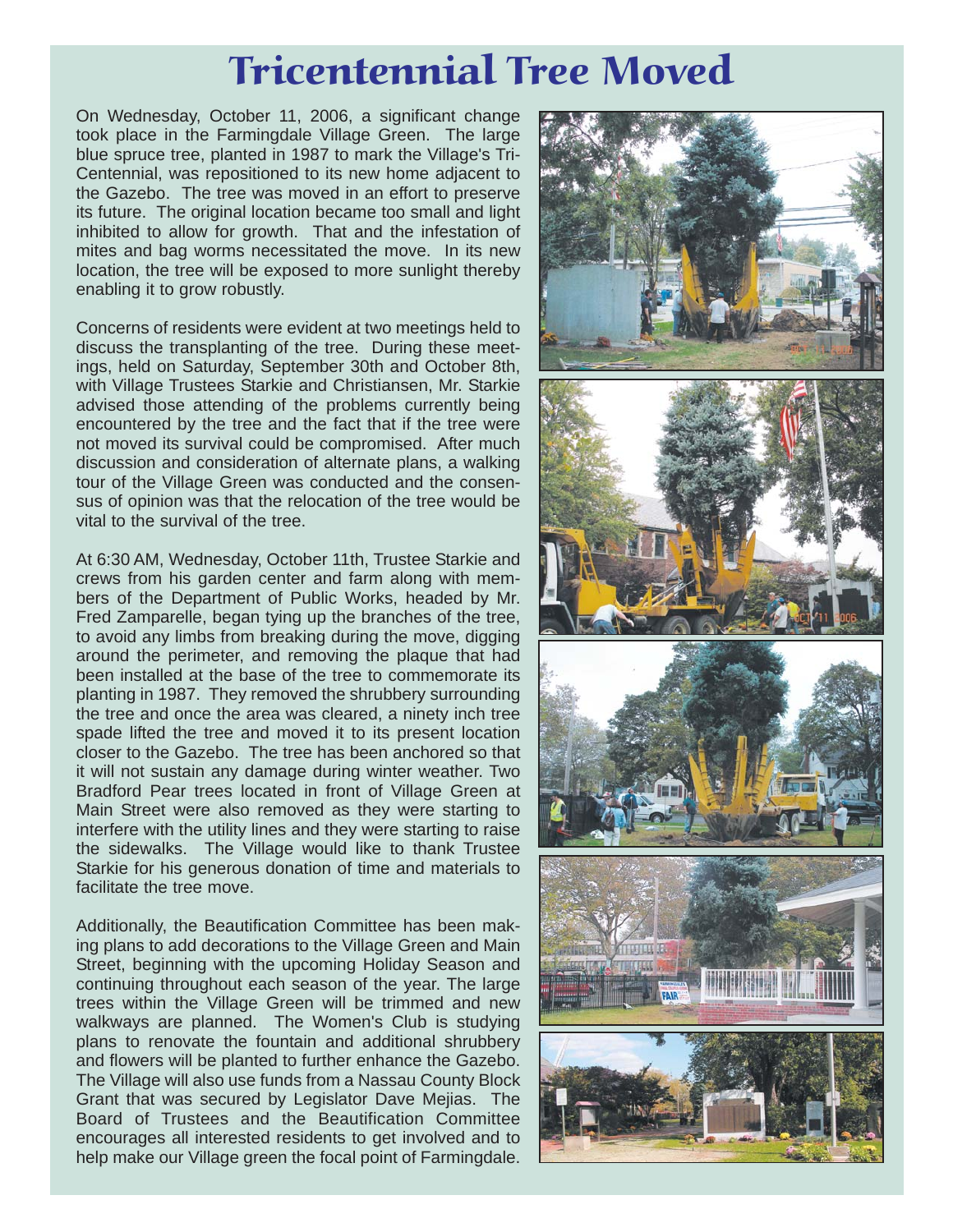# Tricentennial Tree Moved

On Wednesday, October 11, 2006, a significant change took place in the Farmingdale Village Green. The large blue spruce tree, planted in 1987 to mark the Village's Tri-Centennial, was repositioned to its new home adjacent to the Gazebo. The tree was moved in an effort to preserve its future. The original location became too small and light inhibited to allow for growth. That and the infestation of mites and bag worms necessitated the move. In its new location, the tree will be exposed to more sunlight thereby enabling it to grow robustly.

Concerns of residents were evident at two meetings held to discuss the transplanting of the tree. During these meetings, held on Saturday, September 30th and October 8th, with Village Trustees Starkie and Christiansen, Mr. Starkie advised those attending of the problems currently being encountered by the tree and the fact that if the tree were not moved its survival could be compromised. After much discussion and consideration of alternate plans, a walking tour of the Village Green was conducted and the consensus of opinion was that the relocation of the tree would be vital to the survival of the tree.

At 6:30 AM, Wednesday, October 11th, Trustee Starkie and crews from his garden center and farm along with members of the Department of Public Works, headed by Mr. Fred Zamparelle, began tying up the branches of the tree, to avoid any limbs from breaking during the move, digging around the perimeter, and removing the plaque that had been installed at the base of the tree to commemorate its planting in 1987. They removed the shrubbery surrounding the tree and once the area was cleared, a ninety inch tree spade lifted the tree and moved it to its present location closer to the Gazebo. The tree has been anchored so that it will not sustain any damage during winter weather. Two Bradford Pear trees located in front of Village Green at Main Street were also removed as they were starting to interfere with the utility lines and they were starting to raise the sidewalks. The Village would like to thank Trustee Starkie for his generous donation of time and materials to facilitate the tree move.

Additionally, the Beautification Committee has been making plans to add decorations to the Village Green and Main Street, beginning with the upcoming Holiday Season and continuing throughout each season of the year. The large trees within the Village Green will be trimmed and new walkways are planned. The Women's Club is studying plans to renovate the fountain and additional shrubbery and flowers will be planted to further enhance the Gazebo. The Village will also use funds from a Nassau County Block Grant that was secured by Legislator Dave Mejias. The Board of Trustees and the Beautification Committee encourages all interested residents to get involved and to help make our Village green the focal point of Farmingdale.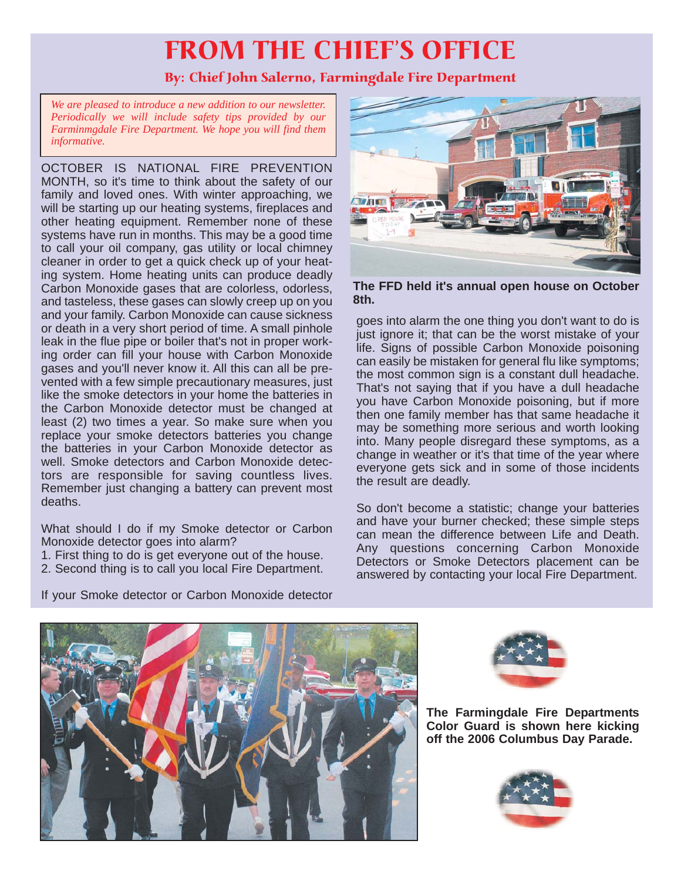# FROM THE CHIEF'S OFFICE

### By: Chief John Salerno, Farmingdale Fire Department

*We are pleased to introduce a new addition to our newsletter. Periodically we will include safety tips provided by our Farminmgdale Fire Department. We hope you will find them informative.*

OCTOBER IS NATIONAL FIRE PREVENTION MONTH, so it's time to think about the safety of our family and loved ones. With winter approaching, we will be starting up our heating systems, fireplaces and other heating equipment. Remember none of these systems have run in months. This may be a good time to call your oil company, gas utility or local chimney cleaner in order to get a quick check up of your heating system. Home heating units can produce deadly Carbon Monoxide gases that are colorless, odorless, and tasteless, these gases can slowly creep up on you and your family. Carbon Monoxide can cause sickness or death in a very short period of time. A small pinhole leak in the flue pipe or boiler that's not in proper working order can fill your house with Carbon Monoxide gases and you'll never know it. All this can all be prevented with a few simple precautionary measures, just like the smoke detectors in your home the batteries in the Carbon Monoxide detector must be changed at least (2) two times a year. So make sure when you replace your smoke detectors batteries you change the batteries in your Carbon Monoxide detector as well. Smoke detectors and Carbon Monoxide detectors are responsible for saving countless lives. Remember just changing a battery can prevent most deaths.

What should I do if my Smoke detector or Carbon Monoxide detector goes into alarm?

1. First thing to do is get everyone out of the house.
2. Second thing is to call you local Fire Department.

If your Smoke detector or Carbon Monoxide detector goes into alarm the one thing you don't want to do is just ignore it; that can be the worst mistake of your life. Signs of possible Carbon Monoxide poisoning can easily be mistaken for general flu like symptoms; the most common sign is a constant dull headache. That's not saying that if you have a dull headache you have Carbon Monoxide poisoning, but if more then one family member has that same headache it may be something more serious and worth looking into. Many people disregard these symptoms, as a change in weather or it's that time of the year where everyone gets sick and in some of those incidents the result are deadly.

So don't become a statistic; change your batteries and have your burner checked; these simple steps can mean the difference between Life and Death. Any questions concerning Carbon Monoxide Detectors or Smoke Detectors placement can be answered by contacting your local Fire Department.

**The FFD held it's annual open house on October 8th.**

**The Farmingdale Fire Departments Color Guard is shown here kicking off the 2006 Columbus Day Parade.**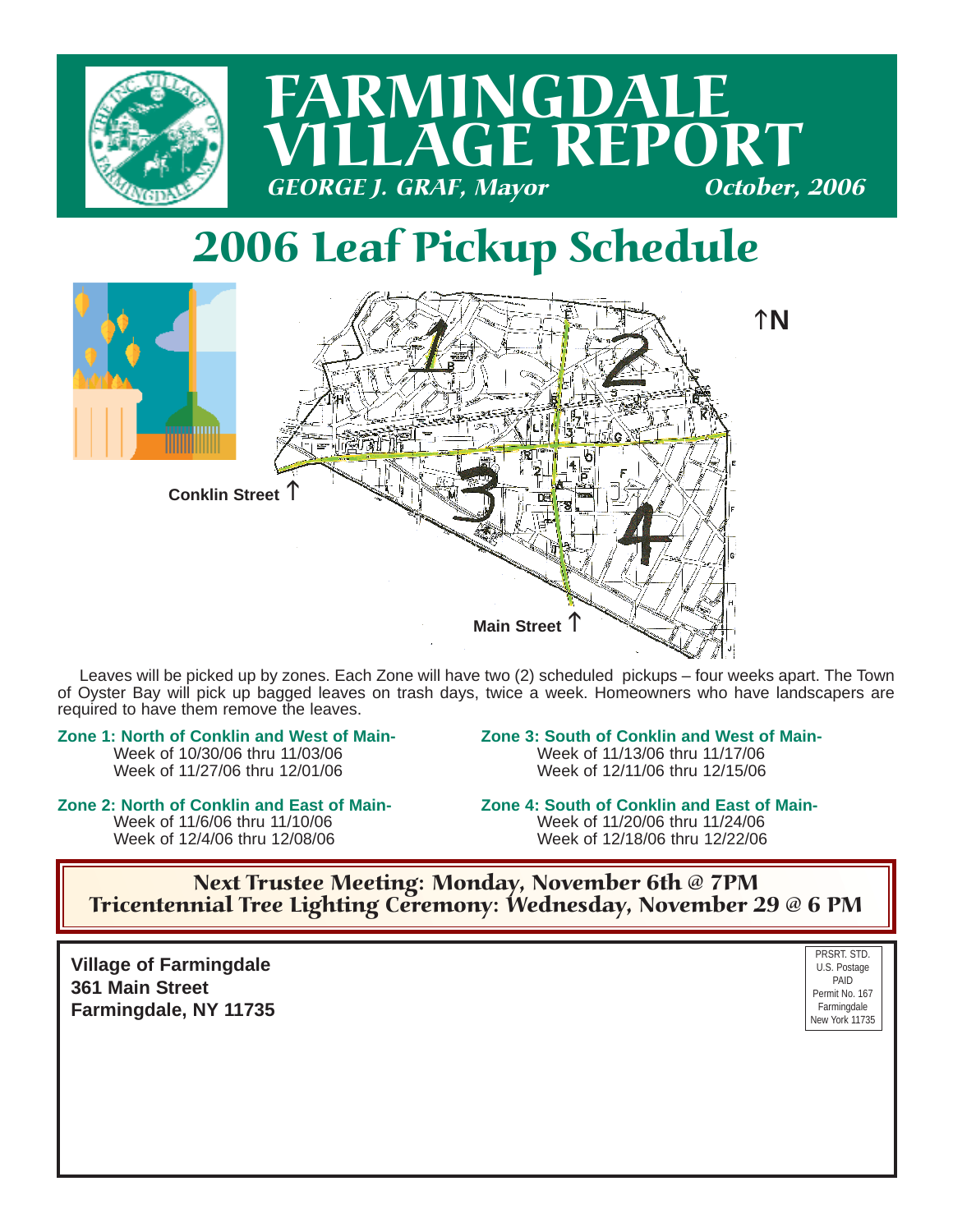# FARMINGDALE VILLAGE REPORT

*GEORGE J. GRAF, Mayor* *October, 2006*

## 2006 Leaf Pickup Schedule

↑N

Conklin Street ↑

Main Street ↑

Leaves will be picked up by zones. Each Zone will have two (2) scheduled pickups – four weeks apart. The Town of Oyster Bay will pick up bagged leaves on trash days, twice a week. Homeowners who have landscapers are required to have them remove the leaves.

**Zone 1: North of Conklin and West of Main-**
Week of 10/30/06 thru 11/03/06
Week of 11/27/06 thru 12/01/06

**Zone 2: North of Conklin and East of Main-**
Week of 11/6/06 thru 11/10/06
Week of 12/4/06 thru 12/08/06

**Zone 3: South of Conklin and West of Main-**
Week of 11/13/06 thru 11/17/06
Week of 12/11/06 thru 12/15/06

**Zone 4: South of Conklin and East of Main-**
Week of 11/20/06 thru 11/24/06
Week of 12/18/06 thru 12/22/06

**Next Trustee Meeting: Monday, November 6th @ 7PM**
**Tricentennial Tree Lighting Ceremony: Wednesday, November 29 @ 6 PM**

**Village of Farmingdale**
**361 Main Street**
**Farmingdale, NY 11735**

PRSRT. STD.
U.S. Postage
PAID
Permit No. 167
Farmingdale
New York 11735